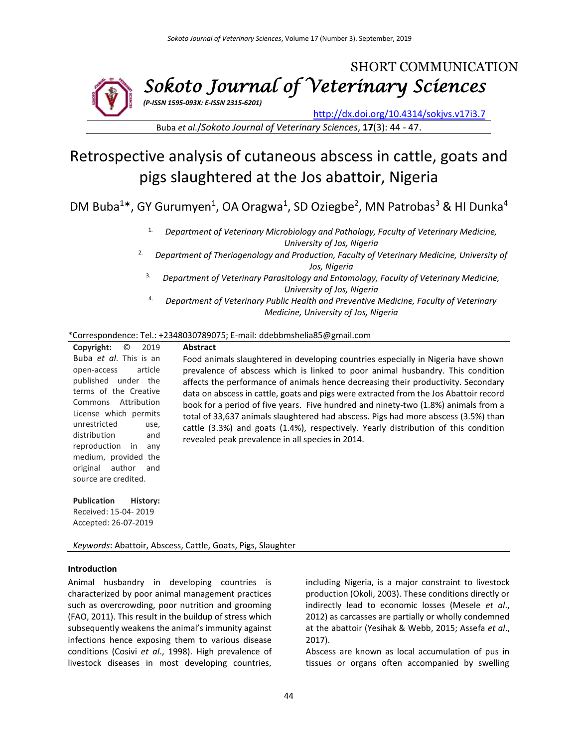SHORT COMMUNICATION

# Sokoto Journal of Veterinary Sciences

***(P-ISSN 1595-093X: E-ISSN 2315-6201)***

http://dx.doi.org/10.4314/sokjvs.v17i3.7

Buba *et al.*/*Sokoto Journal of Veterinary Sciences*, **17**(3): 44 - 47.

# Retrospective analysis of cutaneous abscess in cattle, goats and pigs slaughtered at the Jos abattoir, Nigeria

DM Buba[1]*, GY Gurumyen[1], OA Oragwa[1], SD Oziegbe[2], MN Patrobas[3] & HI Dunka[4]

1. *Department of Veterinary Microbiology and Pathology, Faculty of Veterinary Medicine, University of Jos, Nigeria*
2. *Department of Theriogenology and Production, Faculty of Veterinary Medicine, University of Jos, Nigeria*
3. *Department of Veterinary Parasitology and Entomology, Faculty of Veterinary Medicine, University of Jos, Nigeria*
4. *Department of Veterinary Public Health and Preventive Medicine, Faculty of Veterinary Medicine, University of Jos, Nigeria*

*Correspondence: Tel.: +2348030789075; E-mail: ddebbmshelia85@gmail.com

**Copyright:** © 2019 Buba *et al*. This is an open-access article published under the terms of the Creative Commons Attribution License which permits unrestricted use, distribution and reproduction in any medium, provided the original author and source are credited.

**Publication History:**
Received: 15-04- 2019
Accepted: 26-07-2019

## Abstract

Food animals slaughtered in developing countries especially in Nigeria have shown prevalence of abscess which is linked to poor animal husbandry. This condition affects the performance of animals hence decreasing their productivity. Secondary data on abscess in cattle, goats and pigs were extracted from the Jos Abattoir record book for a period of five years. Five hundred and ninety-two (1.8%) animals from a total of 33,637 animals slaughtered had abscess. Pigs had more abscess (3.5%) than cattle (3.3%) and goats (1.4%), respectively. Yearly distribution of this condition revealed peak prevalence in all species in 2014.

*Keywords*: Abattoir, Abscess, Cattle, Goats, Pigs, Slaughter

## Introduction

Animal husbandry in developing countries is characterized by poor animal management practices such as overcrowding, poor nutrition and grooming (FAO, 2011). This result in the buildup of stress which subsequently weakens the animal's immunity against infections hence exposing them to various disease conditions (Cosivi *et al*., 1998). High prevalence of livestock diseases in most developing countries, including Nigeria, is a major constraint to livestock production (Okoli, 2003). These conditions directly or indirectly lead to economic losses (Mesele *et al*., 2012) as carcasses are partially or wholly condemned at the abattoir (Yesihak & Webb, 2015; Assefa *et al*., 2017).

Abscess are known as local accumulation of pus in tissues or organs often accompanied by swelling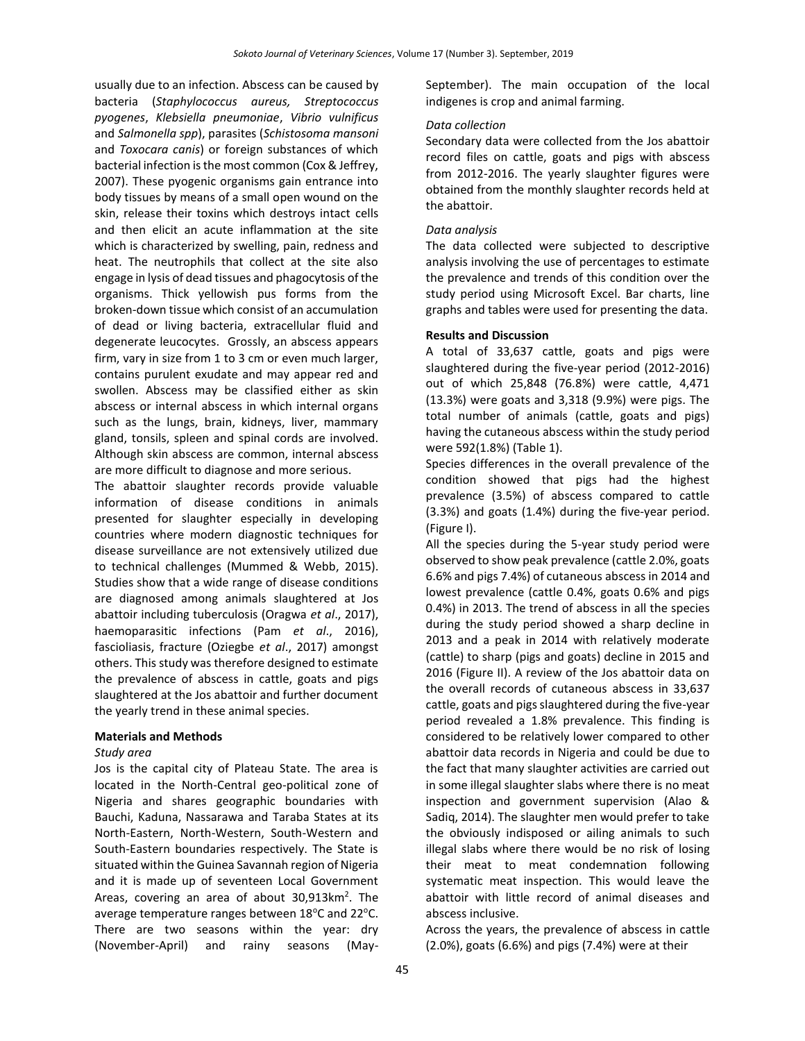usually due to an infection. Abscess can be caused by bacteria (*Staphylococcus aureus, Streptococcus pyogenes*, *Klebsiella pneumoniae*, *Vibrio vulnificus* and *Salmonella spp*), parasites (*Schistosoma mansoni* and *Toxocara canis*) or foreign substances of which bacterial infection is the most common (Cox & Jeffrey, 2007). These pyogenic organisms gain entrance into body tissues by means of a small open wound on the skin, release their toxins which destroys intact cells and then elicit an acute inflammation at the site which is characterized by swelling, pain, redness and heat. The neutrophils that collect at the site also engage in lysis of dead tissues and phagocytosis of the organisms. Thick yellowish pus forms from the broken-down tissue which consist of an accumulation of dead or living bacteria, extracellular fluid and degenerate leucocytes. Grossly, an abscess appears firm, vary in size from 1 to 3 cm or even much larger, contains purulent exudate and may appear red and swollen. Abscess may be classified either as skin abscess or internal abscess in which internal organs such as the lungs, brain, kidneys, liver, mammary gland, tonsils, spleen and spinal cords are involved. Although skin abscess are common, internal abscess are more difficult to diagnose and more serious.

The abattoir slaughter records provide valuable information of disease conditions in animals presented for slaughter especially in developing countries where modern diagnostic techniques for disease surveillance are not extensively utilized due to technical challenges (Mummed & Webb, 2015). Studies show that a wide range of disease conditions are diagnosed among animals slaughtered at Jos abattoir including tuberculosis (Oragwa *et al*., 2017), haemoparasitic infections (Pam *et al*., 2016), fascioliasis, fracture (Oziegbe *et al*., 2017) amongst others. This study was therefore designed to estimate the prevalence of abscess in cattle, goats and pigs slaughtered at the Jos abattoir and further document the yearly trend in these animal species.

**Materials and Methods**

*Study area*

Jos is the capital city of Plateau State. The area is located in the North-Central geo-political zone of Nigeria and shares geographic boundaries with Bauchi, Kaduna, Nassarawa and Taraba States at its North-Eastern, North-Western, South-Western and South-Eastern boundaries respectively. The State is situated within the Guinea Savannah region of Nigeria and it is made up of seventeen Local Government Areas, covering an area of about 30,913km$^2$. The average temperature ranges between 18$^o$C and 22$^o$C. There are two seasons within the year: dry (November-April) and rainy seasons (May-September). The main occupation of the local indigenes is crop and animal farming.

*Data collection*

Secondary data were collected from the Jos abattoir record files on cattle, goats and pigs with abscess from 2012-2016. The yearly slaughter figures were obtained from the monthly slaughter records held at the abattoir.

*Data analysis*

The data collected were subjected to descriptive analysis involving the use of percentages to estimate the prevalence and trends of this condition over the study period using Microsoft Excel. Bar charts, line graphs and tables were used for presenting the data.

**Results and Discussion**

A total of 33,637 cattle, goats and pigs were slaughtered during the five-year period (2012-2016) out of which 25,848 (76.8%) were cattle, 4,471 (13.3%) were goats and 3,318 (9.9%) were pigs. The total number of animals (cattle, goats and pigs) having the cutaneous abscess within the study period were 592(1.8%) (Table 1).

Species differences in the overall prevalence of the condition showed that pigs had the highest prevalence (3.5%) of abscess compared to cattle (3.3%) and goats (1.4%) during the five-year period. (Figure I).

All the species during the 5-year study period were observed to show peak prevalence (cattle 2.0%, goats 6.6% and pigs 7.4%) of cutaneous abscess in 2014 and lowest prevalence (cattle 0.4%, goats 0.6% and pigs 0.4%) in 2013. The trend of abscess in all the species during the study period showed a sharp decline in 2013 and a peak in 2014 with relatively moderate (cattle) to sharp (pigs and goats) decline in 2015 and 2016 (Figure II). A review of the Jos abattoir data on the overall records of cutaneous abscess in 33,637 cattle, goats and pigs slaughtered during the five-year period revealed a 1.8% prevalence. This finding is considered to be relatively lower compared to other abattoir data records in Nigeria and could be due to the fact that many slaughter activities are carried out in some illegal slaughter slabs where there is no meat inspection and government supervision (Alao & Sadiq, 2014). The slaughter men would prefer to take the obviously indisposed or ailing animals to such illegal slabs where there would be no risk of losing their meat to meat condemnation following systematic meat inspection. This would leave the abattoir with little record of animal diseases and abscess inclusive.

Across the years, the prevalence of abscess in cattle (2.0%), goats (6.6%) and pigs (7.4%) were at their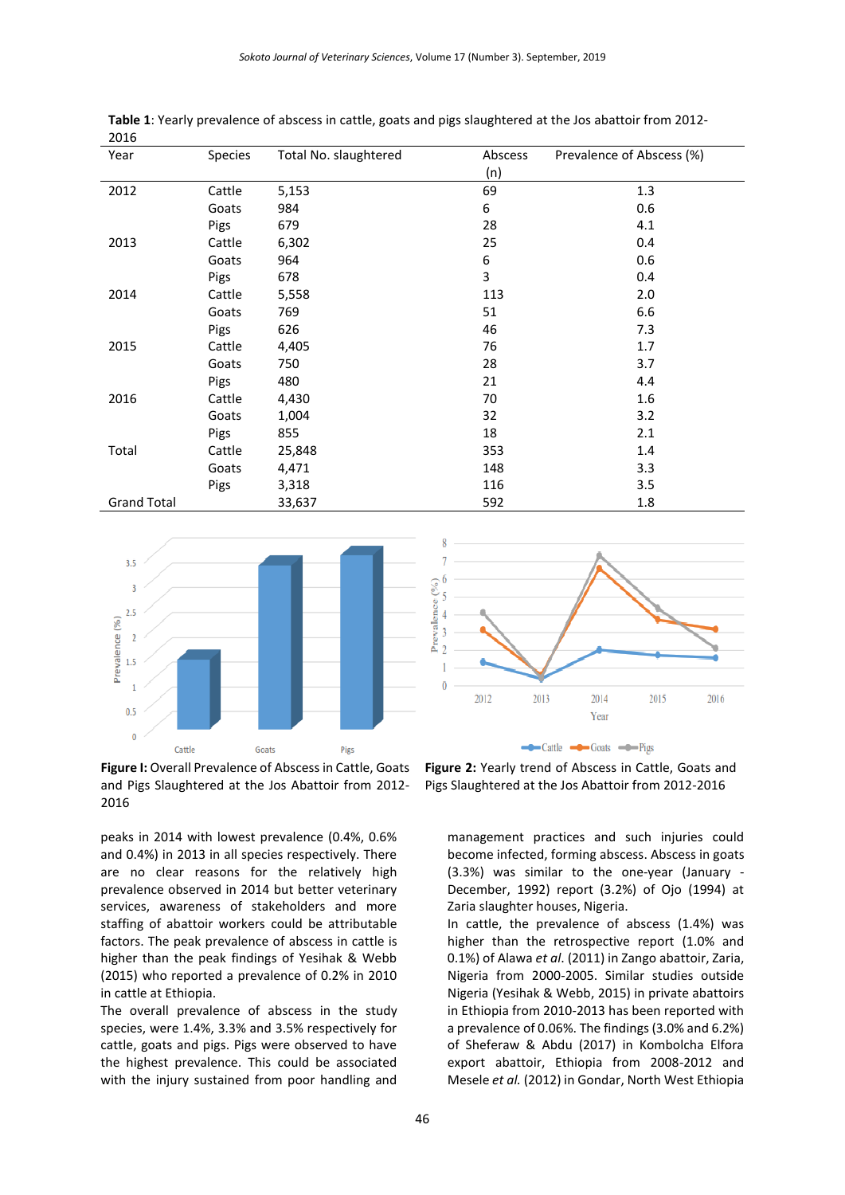**Table 1**: Yearly prevalence of abscess in cattle, goats and pigs slaughtered at the Jos abattoir from 2012-2016

| Year | Species | Total No. slaughtered | Abscess (n) | Prevalence of Abscess (%) |
|---|---|---|---|---|
| 2012 | Cattle | 5,153 | 69 | 1.3 |
| | Goats | 984 | 6 | 0.6 |
| | Pigs | 679 | 28 | 4.1 |
| 2013 | Cattle | 6,302 | 25 | 0.4 |
| | Goats | 964 | 6 | 0.6 |
| | Pigs | 678 | 3 | 0.4 |
| 2014 | Cattle | 5,558 | 113 | 2.0 |
| | Goats | 769 | 51 | 6.6 |
| | Pigs | 626 | 46 | 7.3 |
| 2015 | Cattle | 4,405 | 76 | 1.7 |
| | Goats | 750 | 28 | 3.7 |
| | Pigs | 480 | 21 | 4.4 |
| 2016 | Cattle | 4,430 | 70 | 1.6 |
| | Goats | 1,004 | 32 | 3.2 |
| | Pigs | 855 | 18 | 2.1 |
| Total | Cattle | 25,848 | 353 | 1.4 |
| | Goats | 4,471 | 148 | 3.3 |
| | Pigs | 3,318 | 116 | 3.5 |
| Grand Total | | 33,637 | 592 | 1.8 |

**Figure I:** Overall Prevalence of Abscess in Cattle, Goats and Pigs Slaughtered at the Jos Abattoir from 2012-2016

**Figure 2:** Yearly trend of Abscess in Cattle, Goats and Pigs Slaughtered at the Jos Abattoir from 2012-2016

peaks in 2014 with lowest prevalence (0.4%, 0.6% and 0.4%) in 2013 in all species respectively. There are no clear reasons for the relatively high prevalence observed in 2014 but better veterinary services, awareness of stakeholders and more staffing of abattoir workers could be attributable factors. The peak prevalence of abscess in cattle is higher than the peak findings of Yesihak & Webb (2015) who reported a prevalence of 0.2% in 2010 in cattle at Ethiopia.

The overall prevalence of abscess in the study species, were 1.4%, 3.3% and 3.5% respectively for cattle, goats and pigs. Pigs were observed to have the highest prevalence. This could be associated with the injury sustained from poor handling and management practices and such injuries could become infected, forming abscess. Abscess in goats (3.3%) was similar to the one-year (January - December, 1992) report (3.2%) of Ojo (1994) at Zaria slaughter houses, Nigeria.

In cattle, the prevalence of abscess (1.4%) was higher than the retrospective report (1.0% and 0.1%) of Alawa *et al.* (2011) in Zango abattoir, Zaria, Nigeria from 2000-2005. Similar studies outside Nigeria (Yesihak & Webb, 2015) in private abattoirs in Ethiopia from 2010-2013 has been reported with a prevalence of 0.06%. The findings (3.0% and 6.2%) of Sheferaw & Abdu (2017) in Kombolcha Elfora export abattoir, Ethiopia from 2008-2012 and Mesele *et al.* (2012) in Gondar, North West Ethiopia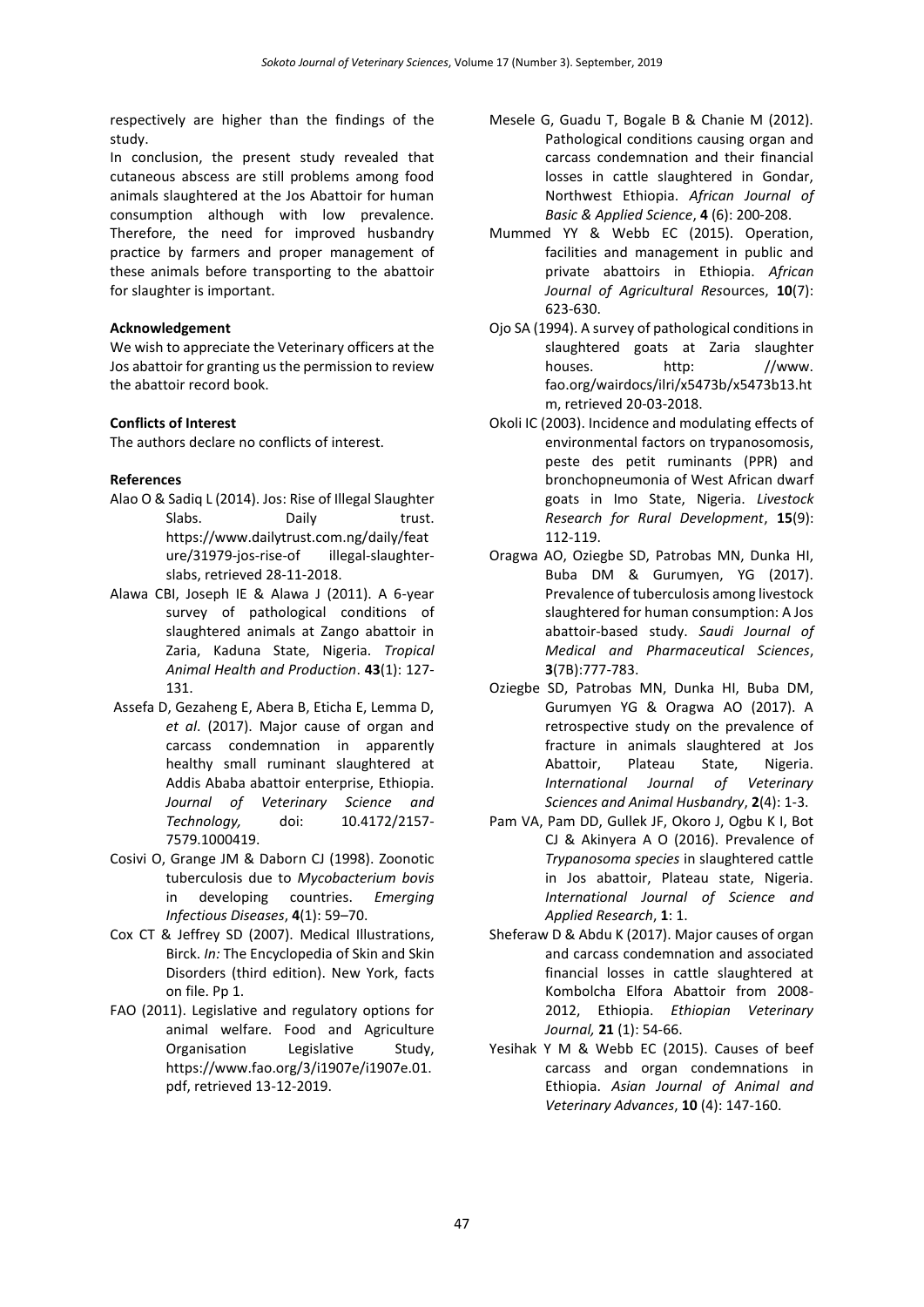respectively are higher than the findings of the study.

In conclusion, the present study revealed that cutaneous abscess are still problems among food animals slaughtered at the Jos Abattoir for human consumption although with low prevalence. Therefore, the need for improved husbandry practice by farmers and proper management of these animals before transporting to the abattoir for slaughter is important.

**Acknowledgement**

We wish to appreciate the Veterinary officers at the Jos abattoir for granting us the permission to review the abattoir record book.

**Conflicts of Interest**

The authors declare no conflicts of interest.

**References**

Alao O & Sadiq L (2014). Jos: Rise of Illegal Slaughter Slabs. Daily trust. https://www.dailytrust.com.ng/daily/feature/31979-jos-rise-of illegal-slaughter-slabs, retrieved 28-11-2018.

Alawa CBI, Joseph IE & Alawa J (2011). A 6-year survey of pathological conditions of slaughtered animals at Zango abattoir in Zaria, Kaduna State, Nigeria. *Tropical Animal Health and Production*. **43**(1): 127-131.

Assefa D, Gezaheng E, Abera B, Eticha E, Lemma D, *et al*. (2017). Major cause of organ and carcass condemnation in apparently healthy small ruminant slaughtered at Addis Ababa abattoir enterprise, Ethiopia. *Journal of Veterinary Science and Technology,* doi: 10.4172/2157-7579.1000419.

Cosivi O, Grange JM & Daborn CJ (1998). Zoonotic tuberculosis due to *Mycobacterium bovis* in developing countries. *Emerging Infectious Diseases*, **4**(1): 59–70.

Cox CT & Jeffrey SD (2007). Medical Illustrations, Birck. *In:* The Encyclopedia of Skin and Skin Disorders (third edition). New York, facts on file. Pp 1.

FAO (2011). Legislative and regulatory options for animal welfare. Food and Agriculture Organisation Legislative Study, https://www.fao.org/3/i1907e/i1907e.01.pdf, retrieved 13-12-2019.

Mesele G, Guadu T, Bogale B & Chanie M (2012). Pathological conditions causing organ and carcass condemnation and their financial losses in cattle slaughtered in Gondar, Northwest Ethiopia. *African Journal of Basic & Applied Science*, **4** (6): 200-208.

Mummed YY & Webb EC (2015). Operation, facilities and management in public and private abattoirs in Ethiopia. *African Journal of Agricultural Res*ources, **10**(7): 623-630.

Ojo SA (1994). A survey of pathological conditions in slaughtered goats at Zaria slaughter houses. http: //www. fao.org/wairdocs/ilri/x5473b/x5473b13.htm, retrieved 20-03-2018.

Okoli IC (2003). Incidence and modulating effects of environmental factors on trypanosomosis, peste des petit ruminants (PPR) and bronchopneumonia of West African dwarf goats in Imo State, Nigeria. *Livestock Research for Rural Development*, **15**(9): 112-119.

Oragwa AO, Oziegbe SD, Patrobas MN, Dunka HI, Buba DM & Gurumyen, YG (2017). Prevalence of tuberculosis among livestock slaughtered for human consumption: A Jos abattoir-based study. *Saudi Journal of Medical and Pharmaceutical Sciences*, **3**(7B):777-783.

Oziegbe SD, Patrobas MN, Dunka HI, Buba DM, Gurumyen YG & Oragwa AO (2017). A retrospective study on the prevalence of fracture in animals slaughtered at Jos Abattoir, Plateau State, Nigeria. *International Journal of Veterinary Sciences and Animal Husbandry*, **2**(4): 1-3.

Pam VA, Pam DD, Gullek JF, Okoro J, Ogbu K I, Bot CJ & Akinyera A O (2016). Prevalence of *Trypanosoma species* in slaughtered cattle in Jos abattoir, Plateau state, Nigeria. *International Journal of Science and Applied Research*, **1**: 1.

Sheferaw D & Abdu K (2017). Major causes of organ and carcass condemnation and associated financial losses in cattle slaughtered at Kombolcha Elfora Abattoir from 2008-2012, Ethiopia. *Ethiopian Veterinary Journal,* **21** (1): 54-66.

Yesihak Y M & Webb EC (2015). Causes of beef carcass and organ condemnations in Ethiopia. *Asian Journal of Animal and Veterinary Advances*, **10** (4): 147-160.